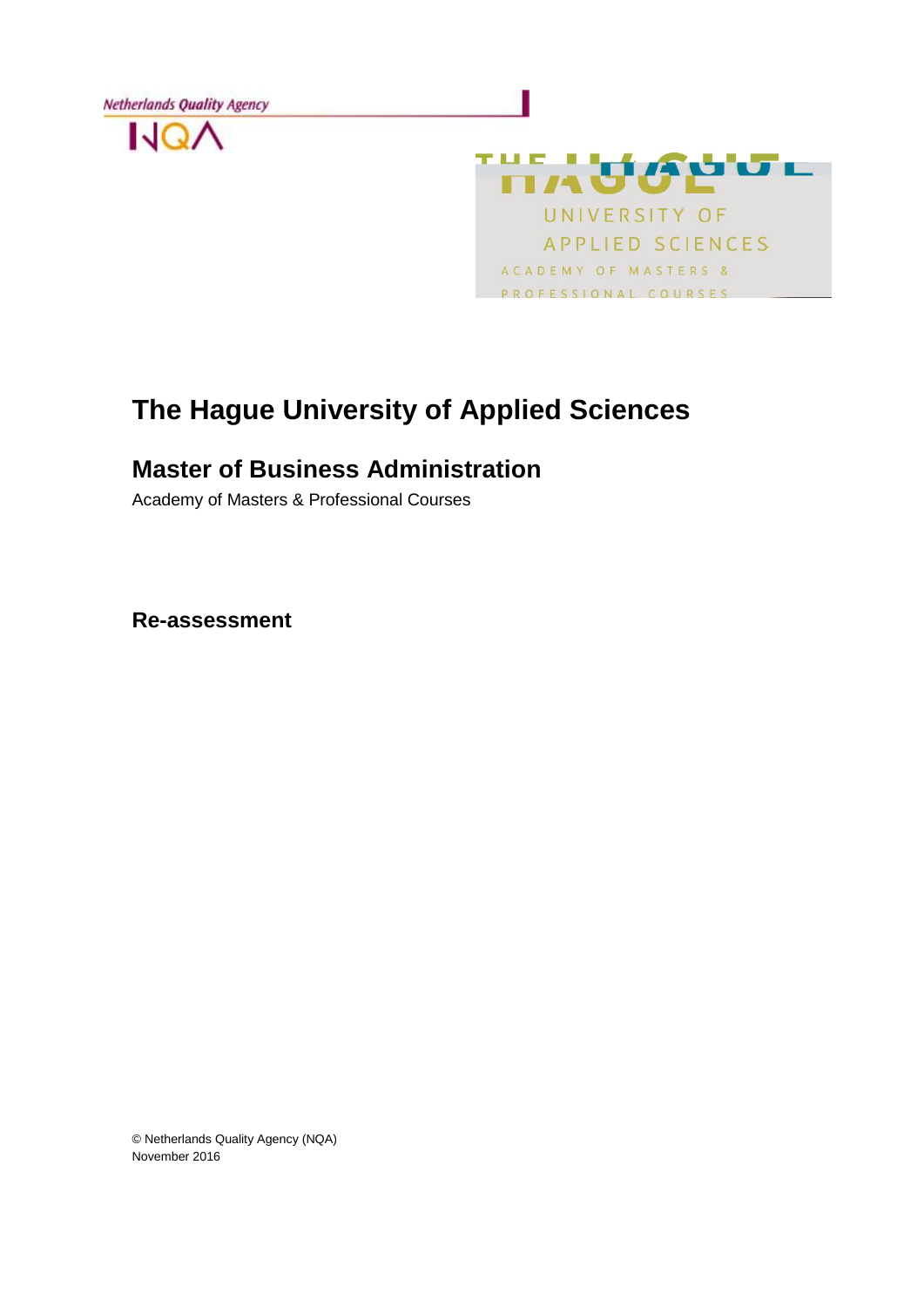Netherlands Quality Agency

NQA

THE HAGUE
UNIVERSITY OF
APPLIED SCIENCES
ACADEMY OF MASTERS &
PROFESSIONAL COURSES

# The Hague University of Applied Sciences

## Master of Business Administration

Academy of Masters & Professional Courses

**Re-assessment**

© Netherlands Quality Agency (NQA)
November 2016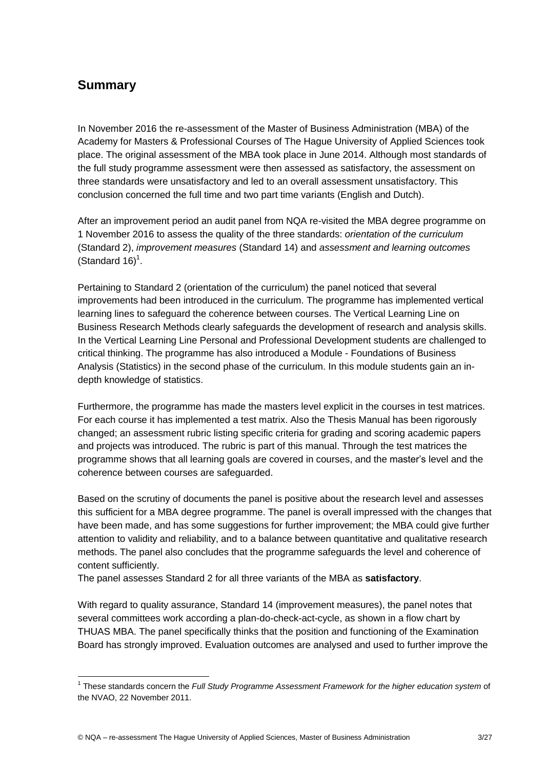## Summary

In November 2016 the re-assessment of the Master of Business Administration (MBA) of the Academy for Masters & Professional Courses of The Hague University of Applied Sciences took place. The original assessment of the MBA took place in June 2014. Although most standards of the full study programme assessment were then assessed as satisfactory, the assessment on three standards were unsatisfactory and led to an overall assessment unsatisfactory. This conclusion concerned the full time and two part time variants (English and Dutch).

After an improvement period an audit panel from NQA re-visited the MBA degree programme on 1 November 2016 to assess the quality of the three standards: *orientation of the curriculum* (Standard 2), *improvement measures* (Standard 14) and *assessment and learning outcomes* (Standard 16)[1].

Pertaining to Standard 2 (orientation of the curriculum) the panel noticed that several improvements had been introduced in the curriculum. The programme has implemented vertical learning lines to safeguard the coherence between courses. The Vertical Learning Line on Business Research Methods clearly safeguards the development of research and analysis skills. In the Vertical Learning Line Personal and Professional Development students are challenged to critical thinking. The programme has also introduced a Module - Foundations of Business Analysis (Statistics) in the second phase of the curriculum. In this module students gain an in-depth knowledge of statistics.

Furthermore, the programme has made the masters level explicit in the courses in test matrices. For each course it has implemented a test matrix. Also the Thesis Manual has been rigorously changed; an assessment rubric listing specific criteria for grading and scoring academic papers and projects was introduced. The rubric is part of this manual. Through the test matrices the programme shows that all learning goals are covered in courses, and the master's level and the coherence between courses are safeguarded.

Based on the scrutiny of documents the panel is positive about the research level and assesses this sufficient for a MBA degree programme. The panel is overall impressed with the changes that have been made, and has some suggestions for further improvement; the MBA could give further attention to validity and reliability, and to a balance between quantitative and qualitative research methods. The panel also concludes that the programme safeguards the level and coherence of content sufficiently.
The panel assesses Standard 2 for all three variants of the MBA as **satisfactory**.

With regard to quality assurance, Standard 14 (improvement measures), the panel notes that several committees work according a plan-do-check-act-cycle, as shown in a flow chart by THUAS MBA. The panel specifically thinks that the position and functioning of the Examination Board has strongly improved. Evaluation outcomes are analysed and used to further improve the

[1] These standards concern the *Full Study Programme Assessment Framework for the higher education system* of the NVAO, 22 November 2011.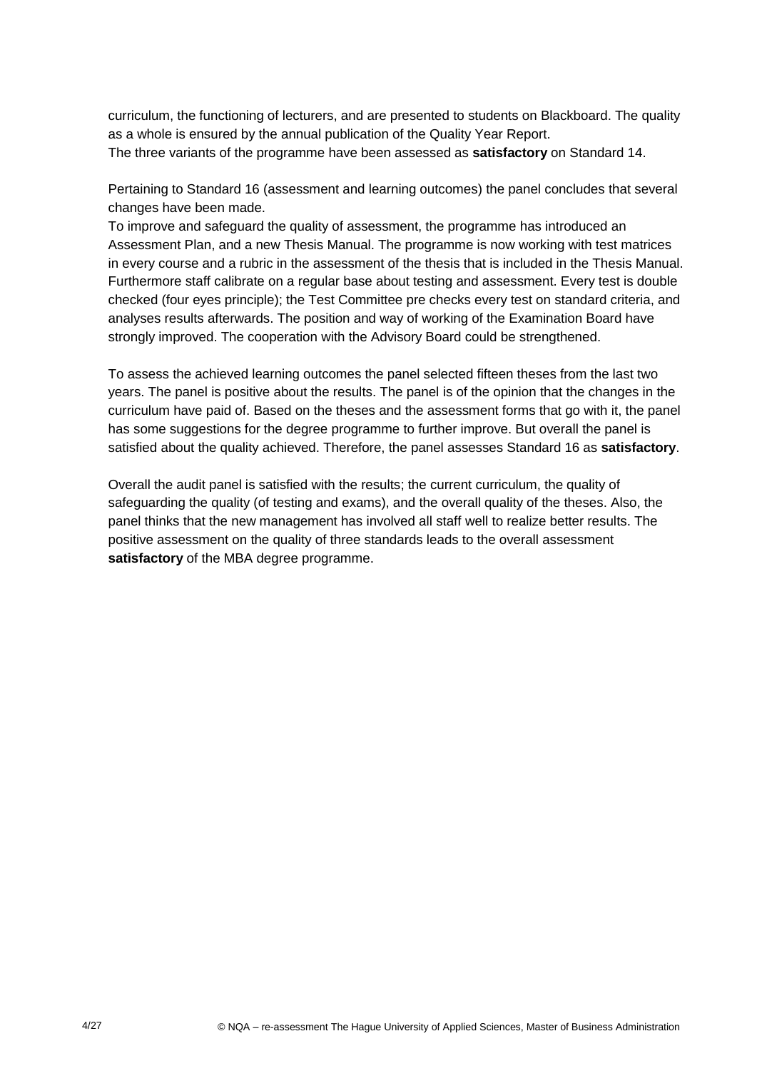curriculum, the functioning of lecturers, and are presented to students on Blackboard. The quality as a whole is ensured by the annual publication of the Quality Year Report.
The three variants of the programme have been assessed as **satisfactory** on Standard 14.

Pertaining to Standard 16 (assessment and learning outcomes) the panel concludes that several changes have been made.
To improve and safeguard the quality of assessment, the programme has introduced an Assessment Plan, and a new Thesis Manual. The programme is now working with test matrices in every course and a rubric in the assessment of the thesis that is included in the Thesis Manual. Furthermore staff calibrate on a regular base about testing and assessment. Every test is double checked (four eyes principle); the Test Committee pre checks every test on standard criteria, and analyses results afterwards. The position and way of working of the Examination Board have strongly improved. The cooperation with the Advisory Board could be strengthened.

To assess the achieved learning outcomes the panel selected fifteen theses from the last two years. The panel is positive about the results. The panel is of the opinion that the changes in the curriculum have paid of. Based on the theses and the assessment forms that go with it, the panel has some suggestions for the degree programme to further improve. But overall the panel is satisfied about the quality achieved. Therefore, the panel assesses Standard 16 as **satisfactory**.

Overall the audit panel is satisfied with the results; the current curriculum, the quality of safeguarding the quality (of testing and exams), and the overall quality of the theses. Also, the panel thinks that the new management has involved all staff well to realize better results. The positive assessment on the quality of three standards leads to the overall assessment **satisfactory** of the MBA degree programme.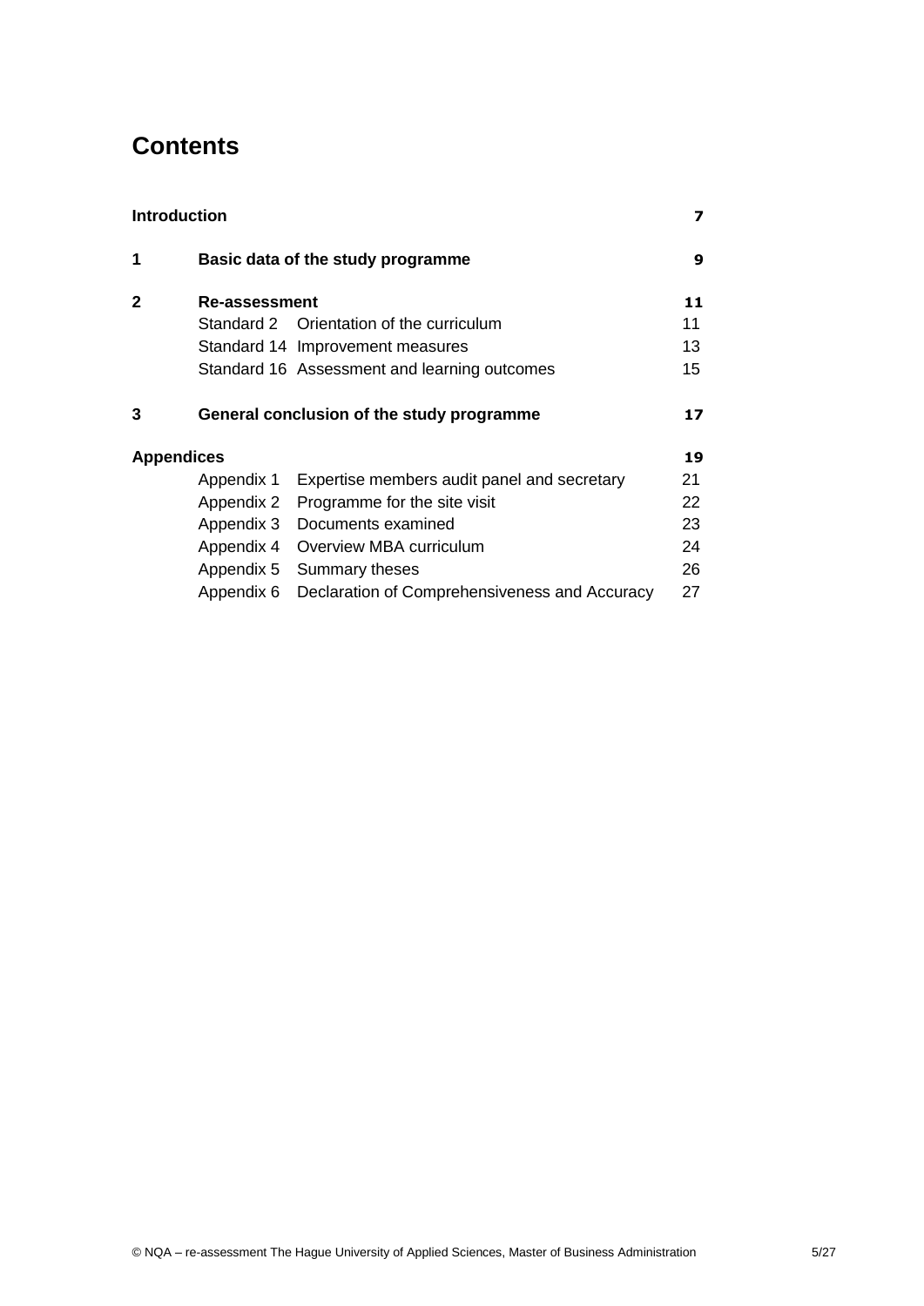# Contents

| | | | |
|---|---|---|---|
| **Introduction** | | | **7** |
| **1** | **Basic data of the study programme** | | **9** |
| **2** | **Re-assessment** | | **11** |
| | Standard 2 | Orientation of the curriculum | 11 |
| | Standard 14 | Improvement measures | 13 |
| | Standard 16 | Assessment and learning outcomes | 15 |
| **3** | **General conclusion of the study programme** | | **17** |
| **Appendices** | | | **19** |
| | Appendix 1 | Expertise members audit panel and secretary | 21 |
| | Appendix 2 | Programme for the site visit | 22 |
| | Appendix 3 | Documents examined | 23 |
| | Appendix 4 | Overview MBA curriculum | 24 |
| | Appendix 5 | Summary theses | 26 |
| | Appendix 6 | Declaration of Comprehensiveness and Accuracy | 27 |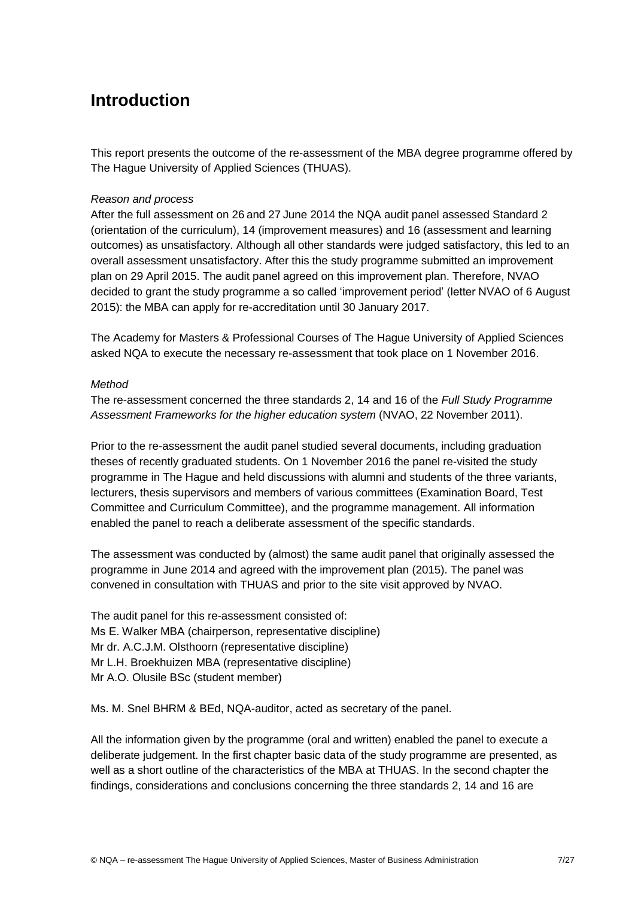# Introduction

This report presents the outcome of the re-assessment of the MBA degree programme offered by The Hague University of Applied Sciences (THUAS).

*Reason and process*

After the full assessment on 26 and 27 June 2014 the NQA audit panel assessed Standard 2 (orientation of the curriculum), 14 (improvement measures) and 16 (assessment and learning outcomes) as unsatisfactory. Although all other standards were judged satisfactory, this led to an overall assessment unsatisfactory. After this the study programme submitted an improvement plan on 29 April 2015. The audit panel agreed on this improvement plan. Therefore, NVAO decided to grant the study programme a so called 'improvement period' (letter NVAO of 6 August 2015): the MBA can apply for re-accreditation until 30 January 2017.

The Academy for Masters & Professional Courses of The Hague University of Applied Sciences asked NQA to execute the necessary re-assessment that took place on 1 November 2016.

*Method*

The re-assessment concerned the three standards 2, 14 and 16 of the *Full Study Programme Assessment Frameworks for the higher education system* (NVAO, 22 November 2011).

Prior to the re-assessment the audit panel studied several documents, including graduation theses of recently graduated students. On 1 November 2016 the panel re-visited the study programme in The Hague and held discussions with alumni and students of the three variants, lecturers, thesis supervisors and members of various committees (Examination Board, Test Committee and Curriculum Committee), and the programme management. All information enabled the panel to reach a deliberate assessment of the specific standards.

The assessment was conducted by (almost) the same audit panel that originally assessed the programme in June 2014 and agreed with the improvement plan (2015). The panel was convened in consultation with THUAS and prior to the site visit approved by NVAO.

The audit panel for this re-assessment consisted of:
Ms E. Walker MBA (chairperson, representative discipline)
Mr dr. A.C.J.M. Olsthoorn (representative discipline)
Mr L.H. Broekhuizen MBA (representative discipline)
Mr A.O. Olusile BSc (student member)

Ms. M. Snel BHRM & BEd, NQA-auditor, acted as secretary of the panel.

All the information given by the programme (oral and written) enabled the panel to execute a deliberate judgement. In the first chapter basic data of the study programme are presented, as well as a short outline of the characteristics of the MBA at THUAS. In the second chapter the findings, considerations and conclusions concerning the three standards 2, 14 and 16 are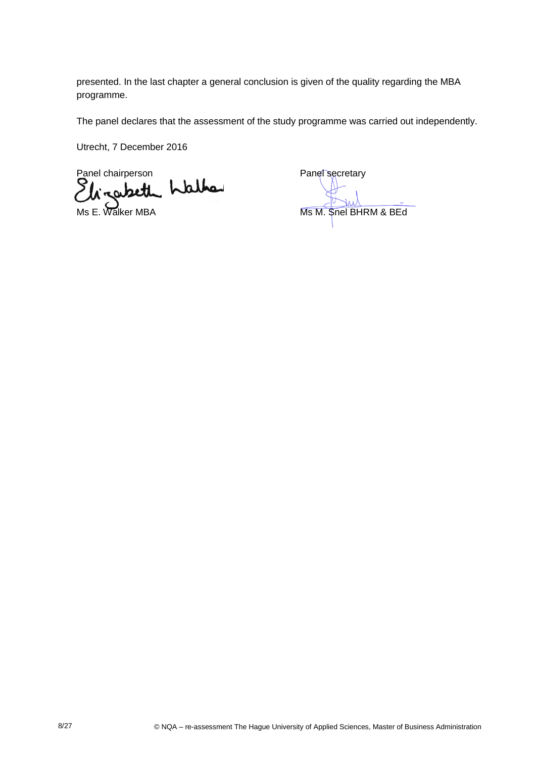presented. In the last chapter a general conclusion is given of the quality regarding the MBA programme.

The panel declares that the assessment of the study programme was carried out independently.

Utrecht, 7 December 2016

Panel chairperson

Ms E. Walker MBA

Panel secretary

Ms M. Snel BHRM & BEd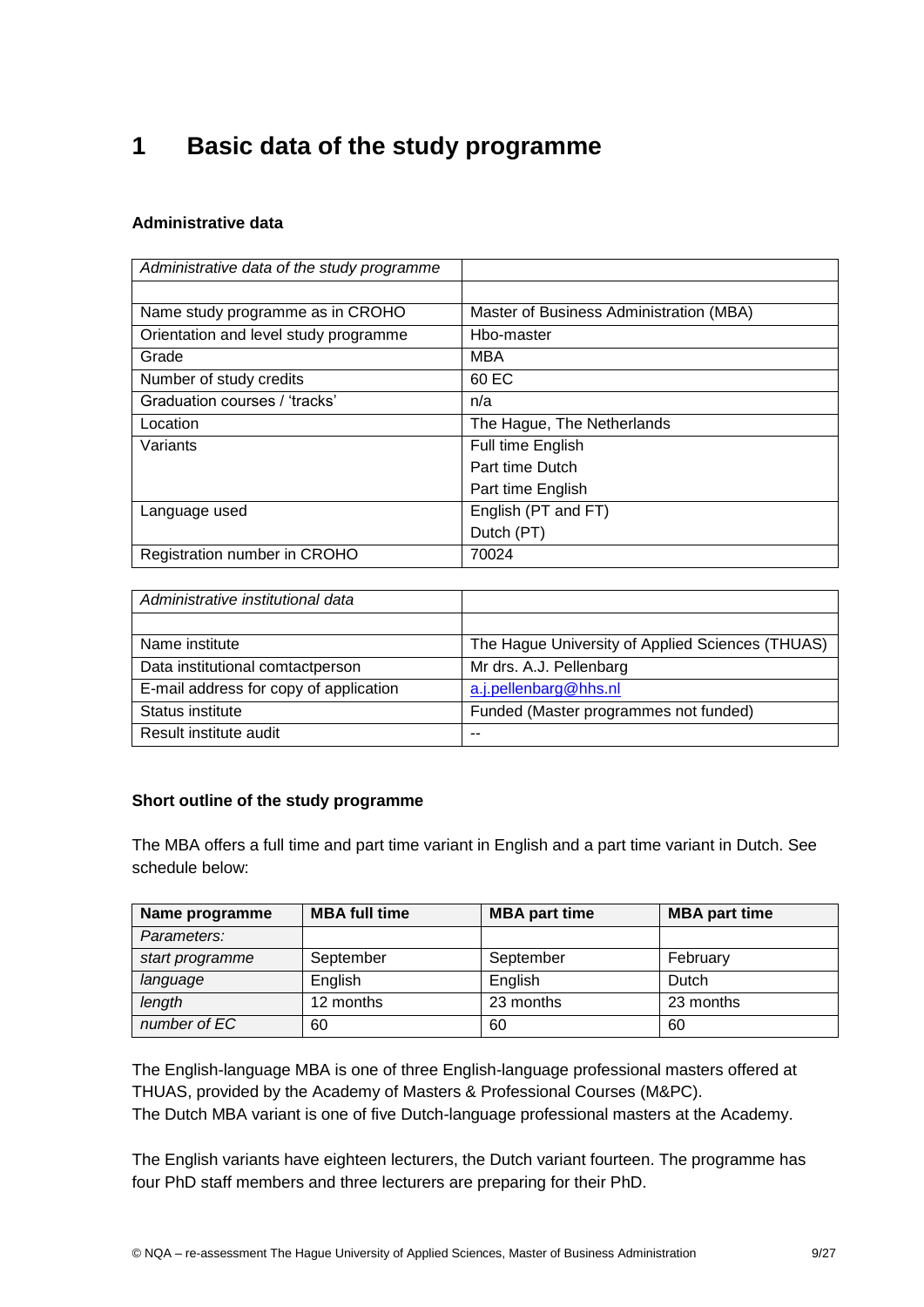# 1 Basic data of the study programme

**Administrative data**

| *Administrative data of the study programme* | |
|---|---|
| | |
| Name study programme as in CROHO | Master of Business Administration (MBA) |
| Orientation and level study programme | Hbo-master |
| Grade | MBA |
| Number of study credits | 60 EC |
| Graduation courses / 'tracks' | n/a |
| Location | The Hague, The Netherlands |
| Variants | Full time English<br>Part time Dutch<br>Part time English |
| Language used | English (PT and FT)<br>Dutch (PT) |
| Registration number in CROHO | 70024 |

| *Administrative institutional data* | |
|---|---|
| | |
| Name institute | The Hague University of Applied Sciences (THUAS) |
| Data institutional comtactperson | Mr drs. A.J. Pellenbarg |
| E-mail address for copy of application | a.j.pellenbarg@hhs.nl |
| Status institute | Funded (Master programmes not funded) |
| Result institute audit | -- |

**Short outline of the study programme**

The MBA offers a full time and part time variant in English and a part time variant in Dutch. See schedule below:

| **Name programme** | **MBA full time** | **MBA part time** | **MBA part time** |
|---|---|---|---|
| *Parameters:* | | | |
| *start programme* | September | September | February |
| *language* | English | English | Dutch |
| *length* | 12 months | 23 months | 23 months |
| *number of EC* | 60 | 60 | 60 |

The English-language MBA is one of three English-language professional masters offered at THUAS, provided by the Academy of Masters & Professional Courses (M&PC).
The Dutch MBA variant is one of five Dutch-language professional masters at the Academy.

The English variants have eighteen lecturers, the Dutch variant fourteen. The programme has four PhD staff members and three lecturers are preparing for their PhD.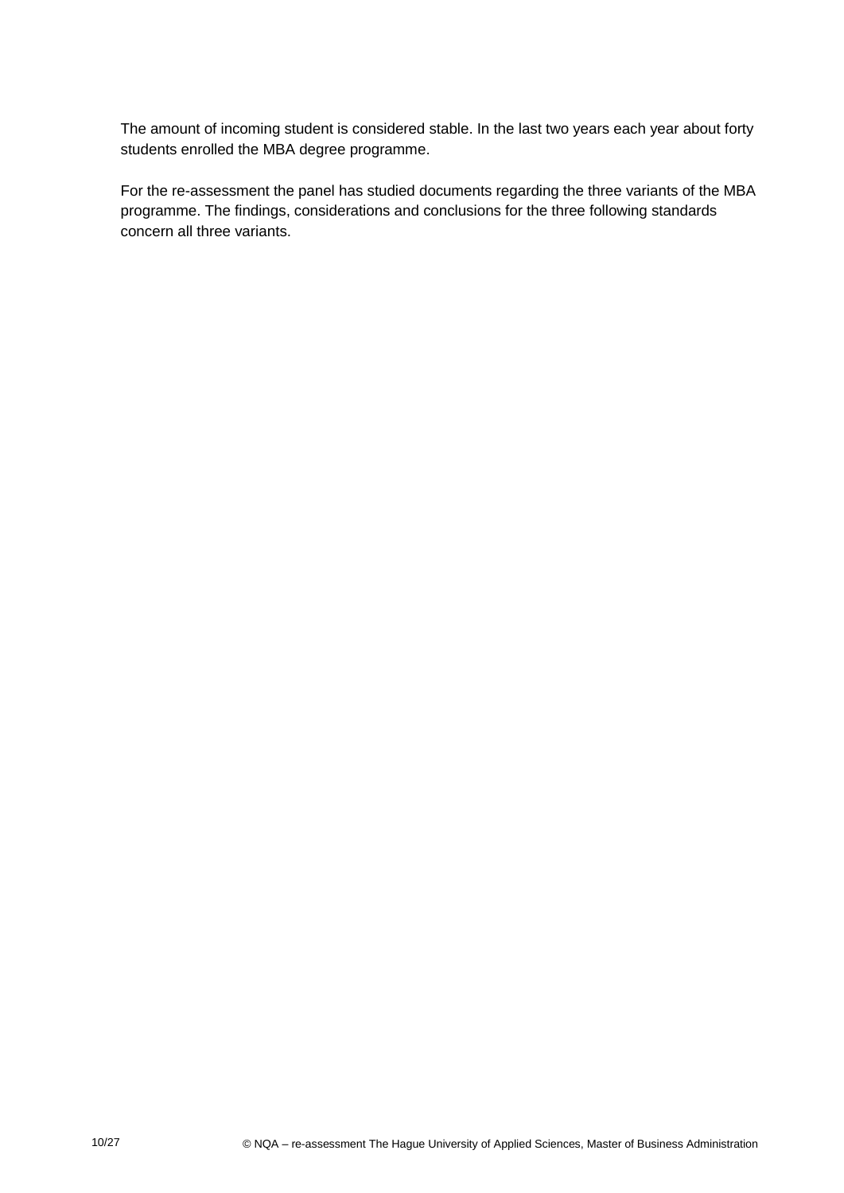The amount of incoming student is considered stable. In the last two years each year about forty students enrolled the MBA degree programme.

For the re-assessment the panel has studied documents regarding the three variants of the MBA programme. The findings, considerations and conclusions for the three following standards concern all three variants.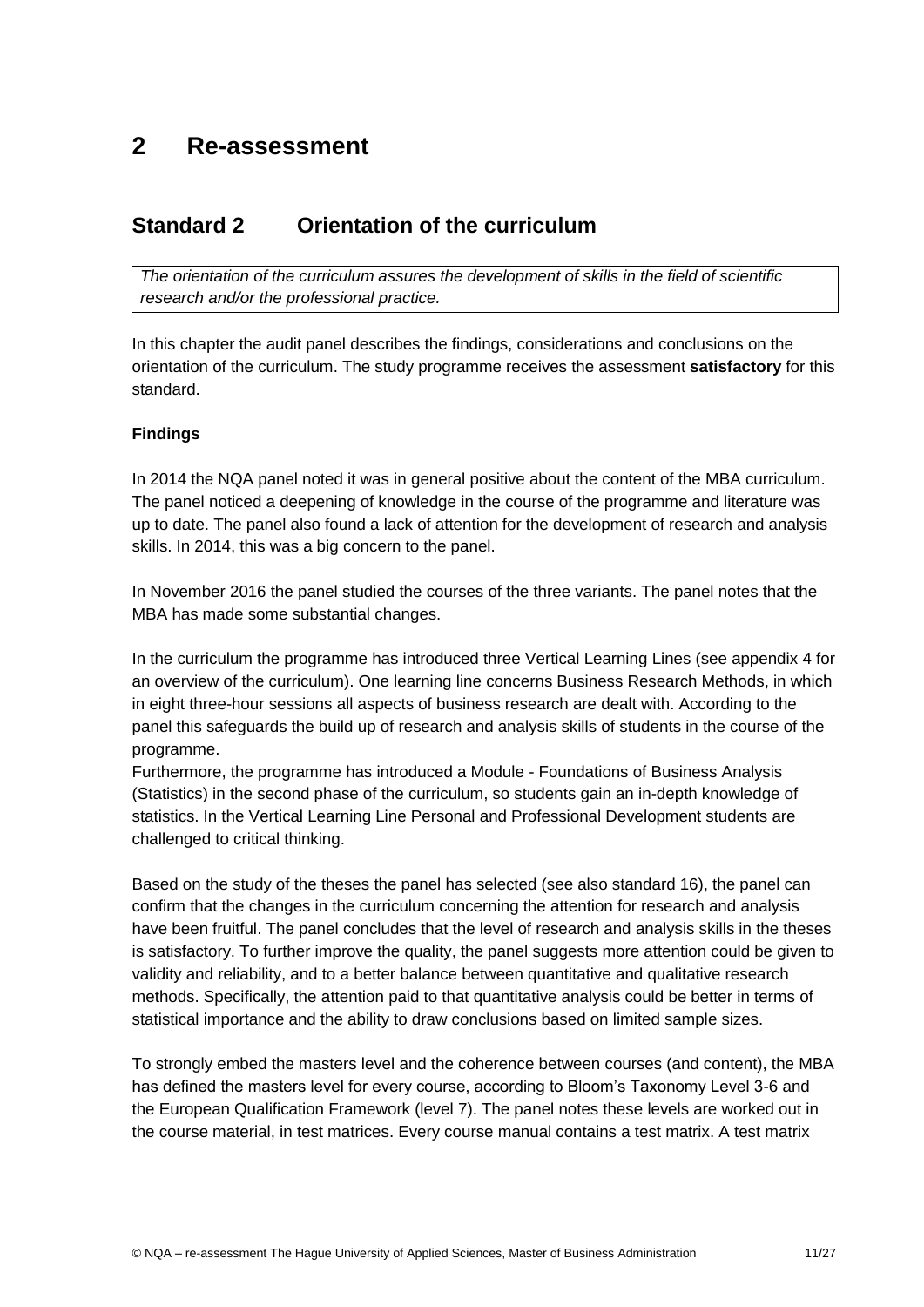# 2 Re-assessment

## Standard 2 Orientation of the curriculum

*The orientation of the curriculum assures the development of skills in the field of scientific research and/or the professional practice.*

In this chapter the audit panel describes the findings, considerations and conclusions on the orientation of the curriculum. The study programme receives the assessment **satisfactory** for this standard.

**Findings**

In 2014 the NQA panel noted it was in general positive about the content of the MBA curriculum. The panel noticed a deepening of knowledge in the course of the programme and literature was up to date. The panel also found a lack of attention for the development of research and analysis skills. In 2014, this was a big concern to the panel.

In November 2016 the panel studied the courses of the three variants. The panel notes that the MBA has made some substantial changes.

In the curriculum the programme has introduced three Vertical Learning Lines (see appendix 4 for an overview of the curriculum). One learning line concerns Business Research Methods, in which in eight three-hour sessions all aspects of business research are dealt with. According to the panel this safeguards the build up of research and analysis skills of students in the course of the programme.
Furthermore, the programme has introduced a Module - Foundations of Business Analysis (Statistics) in the second phase of the curriculum, so students gain an in-depth knowledge of statistics. In the Vertical Learning Line Personal and Professional Development students are challenged to critical thinking.

Based on the study of the theses the panel has selected (see also standard 16), the panel can confirm that the changes in the curriculum concerning the attention for research and analysis have been fruitful. The panel concludes that the level of research and analysis skills in the theses is satisfactory. To further improve the quality, the panel suggests more attention could be given to validity and reliability, and to a better balance between quantitative and qualitative research methods. Specifically, the attention paid to that quantitative analysis could be better in terms of statistical importance and the ability to draw conclusions based on limited sample sizes.

To strongly embed the masters level and the coherence between courses (and content), the MBA has defined the masters level for every course, according to Bloom's Taxonomy Level 3-6 and the European Qualification Framework (level 7). The panel notes these levels are worked out in the course material, in test matrices. Every course manual contains a test matrix. A test matrix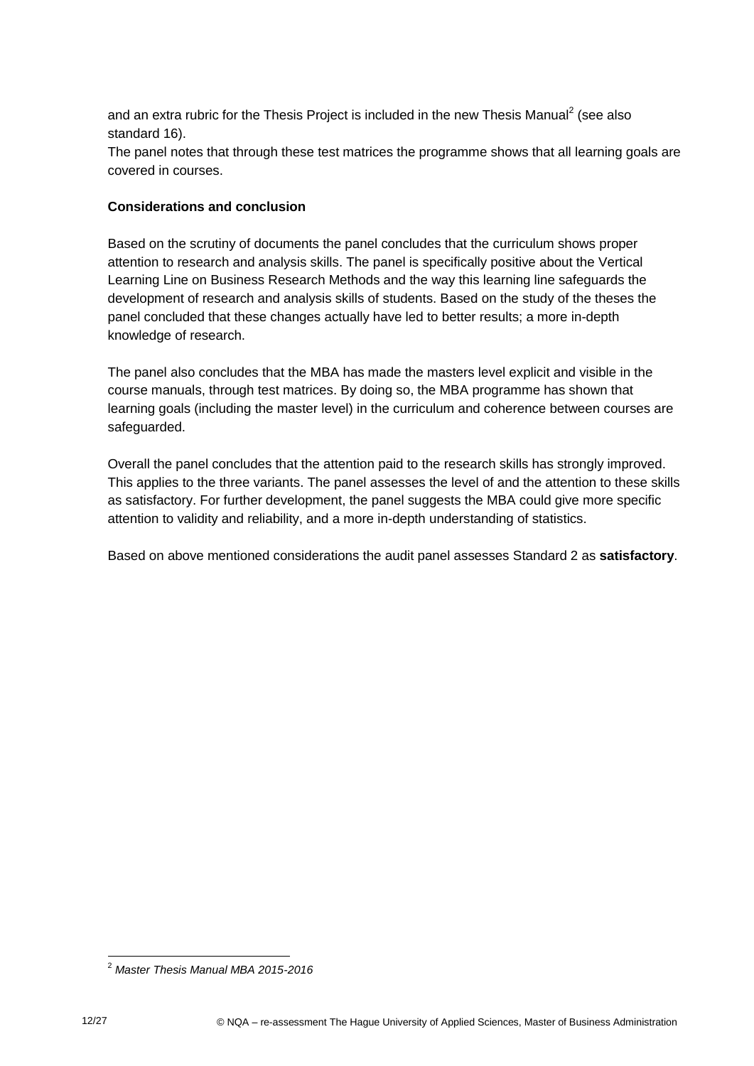and an extra rubric for the Thesis Project is included in the new Thesis Manual[2] (see also standard 16).

The panel notes that through these test matrices the programme shows that all learning goals are covered in courses.

**Considerations and conclusion**

Based on the scrutiny of documents the panel concludes that the curriculum shows proper attention to research and analysis skills. The panel is specifically positive about the Vertical Learning Line on Business Research Methods and the way this learning line safeguards the development of research and analysis skills of students. Based on the study of the theses the panel concluded that these changes actually have led to better results; a more in-depth knowledge of research.

The panel also concludes that the MBA has made the masters level explicit and visible in the course manuals, through test matrices. By doing so, the MBA programme has shown that learning goals (including the master level) in the curriculum and coherence between courses are safeguarded.

Overall the panel concludes that the attention paid to the research skills has strongly improved. This applies to the three variants. The panel assesses the level of and the attention to these skills as satisfactory. For further development, the panel suggests the MBA could give more specific attention to validity and reliability, and a more in-depth understanding of statistics.

Based on above mentioned considerations the audit panel assesses Standard 2 as **satisfactory**.

[2] *Master Thesis Manual MBA 2015-2016*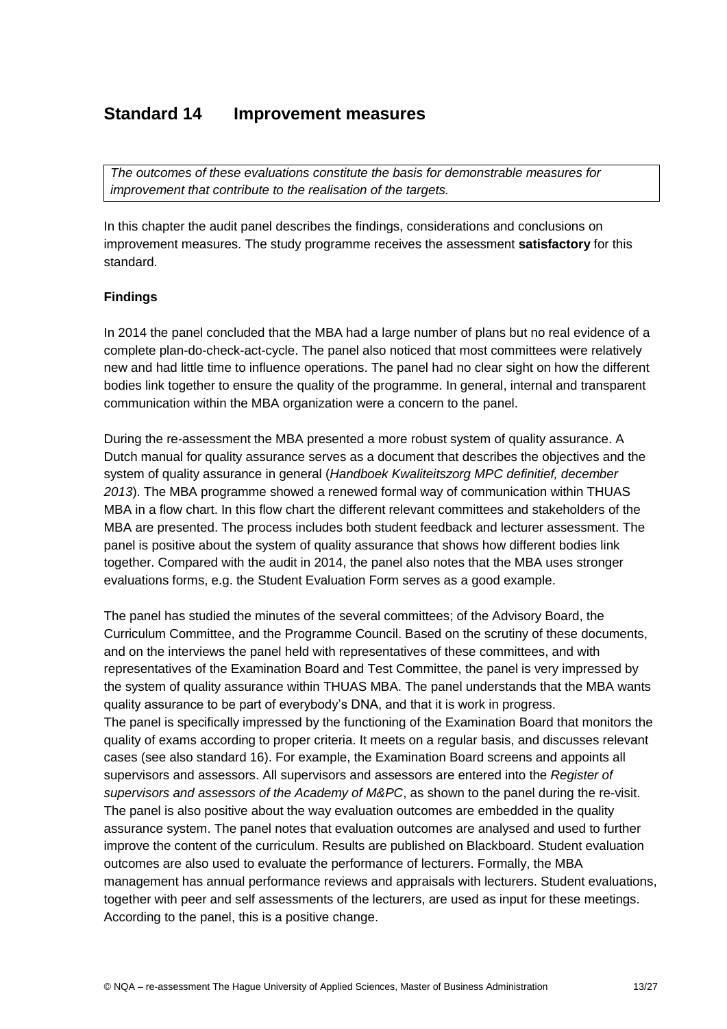## Standard 14 Improvement measures

*The outcomes of these evaluations constitute the basis for demonstrable measures for improvement that contribute to the realisation of the targets.*

In this chapter the audit panel describes the findings, considerations and conclusions on improvement measures. The study programme receives the assessment **satisfactory** for this standard.

**Findings**

In 2014 the panel concluded that the MBA had a large number of plans but no real evidence of a complete plan-do-check-act-cycle. The panel also noticed that most committees were relatively new and had little time to influence operations. The panel had no clear sight on how the different bodies link together to ensure the quality of the programme. In general, internal and transparent communication within the MBA organization were a concern to the panel.

During the re-assessment the MBA presented a more robust system of quality assurance. A Dutch manual for quality assurance serves as a document that describes the objectives and the system of quality assurance in general (*Handboek Kwaliteitszorg MPC definitief, december 2013*). The MBA programme showed a renewed formal way of communication within THUAS MBA in a flow chart. In this flow chart the different relevant committees and stakeholders of the MBA are presented. The process includes both student feedback and lecturer assessment. The panel is positive about the system of quality assurance that shows how different bodies link together. Compared with the audit in 2014, the panel also notes that the MBA uses stronger evaluations forms, e.g. the Student Evaluation Form serves as a good example.

The panel has studied the minutes of the several committees; of the Advisory Board, the Curriculum Committee, and the Programme Council. Based on the scrutiny of these documents, and on the interviews the panel held with representatives of these committees, and with representatives of the Examination Board and Test Committee, the panel is very impressed by the system of quality assurance within THUAS MBA. The panel understands that the MBA wants quality assurance to be part of everybody's DNA, and that it is work in progress.
The panel is specifically impressed by the functioning of the Examination Board that monitors the quality of exams according to proper criteria. It meets on a regular basis, and discusses relevant cases (see also standard 16). For example, the Examination Board screens and appoints all supervisors and assessors. All supervisors and assessors are entered into the *Register of supervisors and assessors of the Academy of M&PC*, as shown to the panel during the re-visit. The panel is also positive about the way evaluation outcomes are embedded in the quality assurance system. The panel notes that evaluation outcomes are analysed and used to further improve the content of the curriculum. Results are published on Blackboard. Student evaluation outcomes are also used to evaluate the performance of lecturers. Formally, the MBA management has annual performance reviews and appraisals with lecturers. Student evaluations, together with peer and self assessments of the lecturers, are used as input for these meetings. According to the panel, this is a positive change.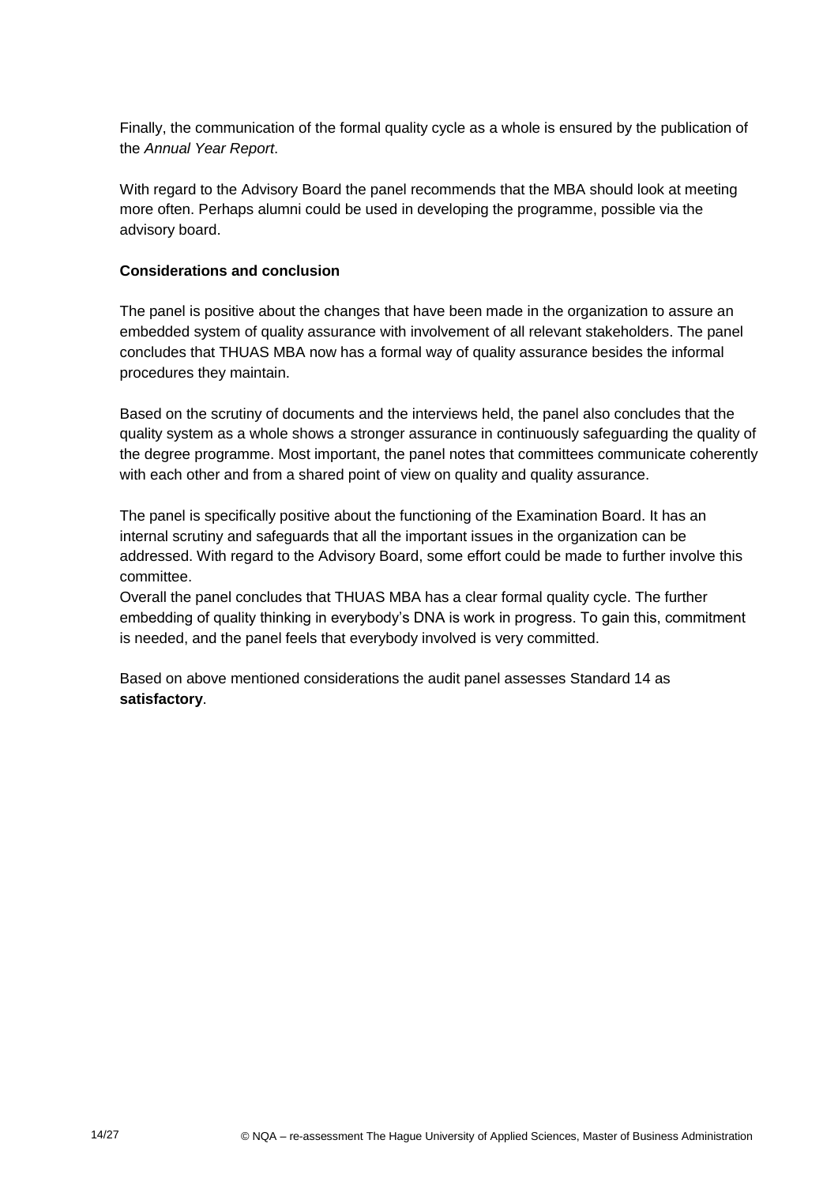Finally, the communication of the formal quality cycle as a whole is ensured by the publication of the *Annual Year Report*.

With regard to the Advisory Board the panel recommends that the MBA should look at meeting more often. Perhaps alumni could be used in developing the programme, possible via the advisory board.

**Considerations and conclusion**

The panel is positive about the changes that have been made in the organization to assure an embedded system of quality assurance with involvement of all relevant stakeholders. The panel concludes that THUAS MBA now has a formal way of quality assurance besides the informal procedures they maintain.

Based on the scrutiny of documents and the interviews held, the panel also concludes that the quality system as a whole shows a stronger assurance in continuously safeguarding the quality of the degree programme. Most important, the panel notes that committees communicate coherently with each other and from a shared point of view on quality and quality assurance.

The panel is specifically positive about the functioning of the Examination Board. It has an internal scrutiny and safeguards that all the important issues in the organization can be addressed. With regard to the Advisory Board, some effort could be made to further involve this committee.
Overall the panel concludes that THUAS MBA has a clear formal quality cycle. The further embedding of quality thinking in everybody's DNA is work in progress. To gain this, commitment is needed, and the panel feels that everybody involved is very committed.

Based on above mentioned considerations the audit panel assesses Standard 14 as **satisfactory**.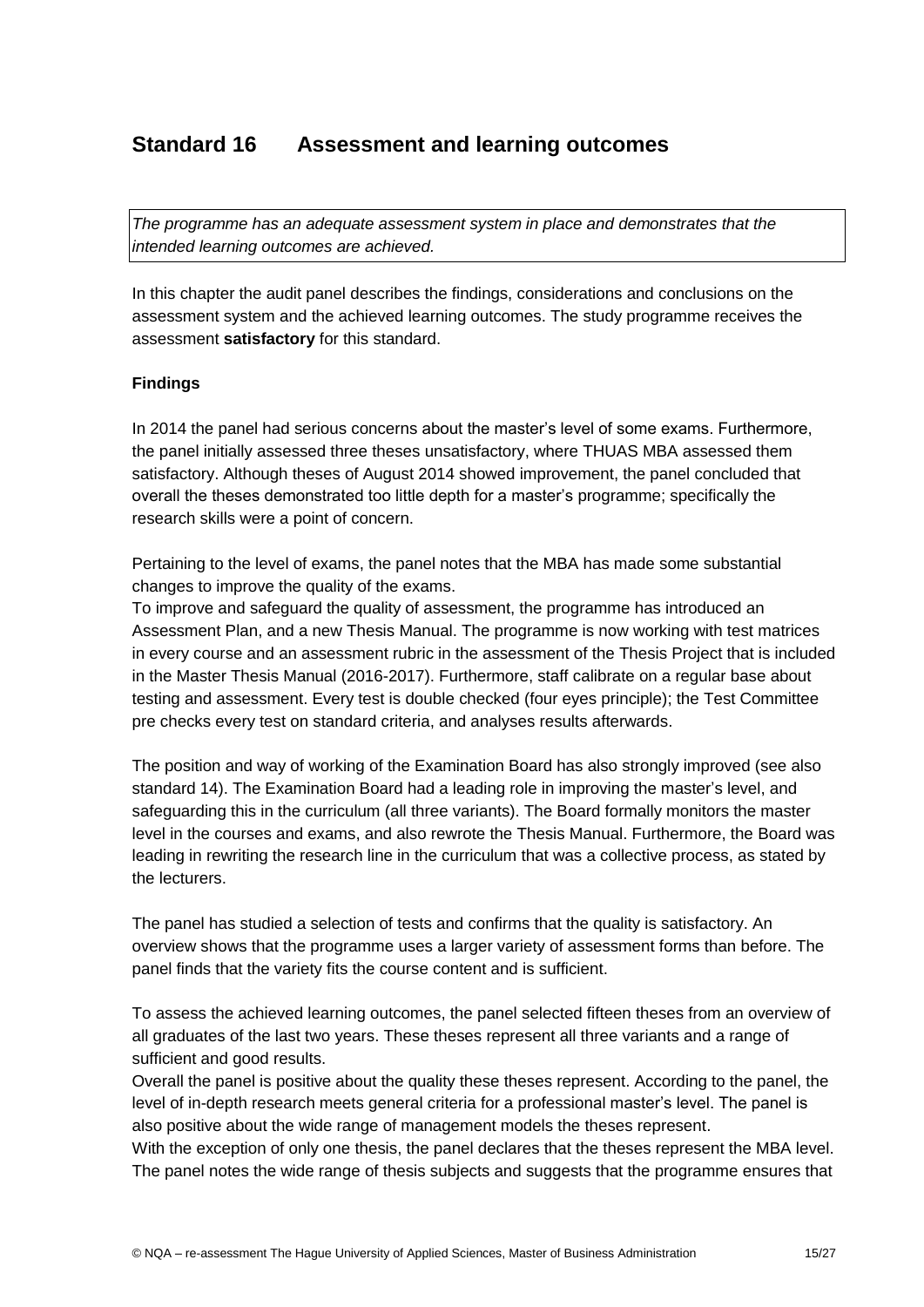## Standard 16 Assessment and learning outcomes

*The programme has an adequate assessment system in place and demonstrates that the intended learning outcomes are achieved.*

In this chapter the audit panel describes the findings, considerations and conclusions on the assessment system and the achieved learning outcomes. The study programme receives the assessment **satisfactory** for this standard.

**Findings**

In 2014 the panel had serious concerns about the master's level of some exams. Furthermore, the panel initially assessed three theses unsatisfactory, where THUAS MBA assessed them satisfactory. Although theses of August 2014 showed improvement, the panel concluded that overall the theses demonstrated too little depth for a master's programme; specifically the research skills were a point of concern.

Pertaining to the level of exams, the panel notes that the MBA has made some substantial changes to improve the quality of the exams.
To improve and safeguard the quality of assessment, the programme has introduced an Assessment Plan, and a new Thesis Manual. The programme is now working with test matrices in every course and an assessment rubric in the assessment of the Thesis Project that is included in the Master Thesis Manual (2016-2017). Furthermore, staff calibrate on a regular base about testing and assessment. Every test is double checked (four eyes principle); the Test Committee pre checks every test on standard criteria, and analyses results afterwards.

The position and way of working of the Examination Board has also strongly improved (see also standard 14). The Examination Board had a leading role in improving the master's level, and safeguarding this in the curriculum (all three variants). The Board formally monitors the master level in the courses and exams, and also rewrote the Thesis Manual. Furthermore, the Board was leading in rewriting the research line in the curriculum that was a collective process, as stated by the lecturers.

The panel has studied a selection of tests and confirms that the quality is satisfactory. An overview shows that the programme uses a larger variety of assessment forms than before. The panel finds that the variety fits the course content and is sufficient.

To assess the achieved learning outcomes, the panel selected fifteen theses from an overview of all graduates of the last two years. These theses represent all three variants and a range of sufficient and good results.
Overall the panel is positive about the quality these theses represent. According to the panel, the level of in-depth research meets general criteria for a professional master's level. The panel is also positive about the wide range of management models the theses represent.
With the exception of only one thesis, the panel declares that the theses represent the MBA level. The panel notes the wide range of thesis subjects and suggests that the programme ensures that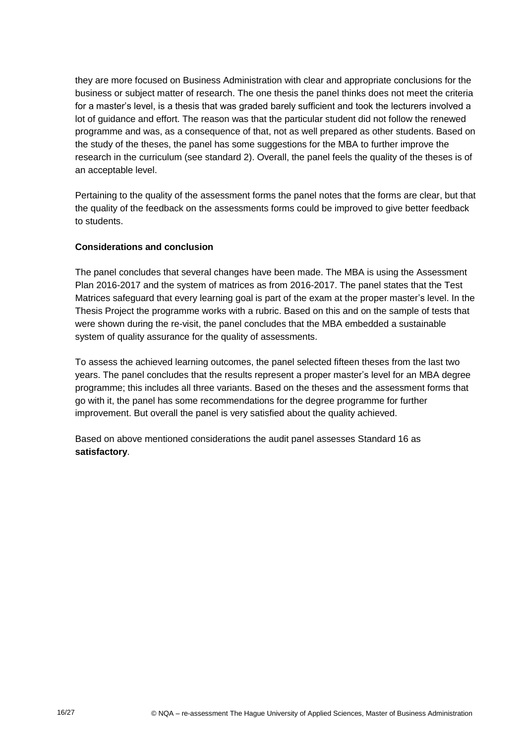they are more focused on Business Administration with clear and appropriate conclusions for the business or subject matter of research. The one thesis the panel thinks does not meet the criteria for a master's level, is a thesis that was graded barely sufficient and took the lecturers involved a lot of guidance and effort. The reason was that the particular student did not follow the renewed programme and was, as a consequence of that, not as well prepared as other students. Based on the study of the theses, the panel has some suggestions for the MBA to further improve the research in the curriculum (see standard 2). Overall, the panel feels the quality of the theses is of an acceptable level.

Pertaining to the quality of the assessment forms the panel notes that the forms are clear, but that the quality of the feedback on the assessments forms could be improved to give better feedback to students.

**Considerations and conclusion**

The panel concludes that several changes have been made. The MBA is using the Assessment Plan 2016-2017 and the system of matrices as from 2016-2017. The panel states that the Test Matrices safeguard that every learning goal is part of the exam at the proper master's level. In the Thesis Project the programme works with a rubric. Based on this and on the sample of tests that were shown during the re-visit, the panel concludes that the MBA embedded a sustainable system of quality assurance for the quality of assessments.

To assess the achieved learning outcomes, the panel selected fifteen theses from the last two years. The panel concludes that the results represent a proper master's level for an MBA degree programme; this includes all three variants. Based on the theses and the assessment forms that go with it, the panel has some recommendations for the degree programme for further improvement. But overall the panel is very satisfied about the quality achieved.

Based on above mentioned considerations the audit panel assesses Standard 16 as **satisfactory**.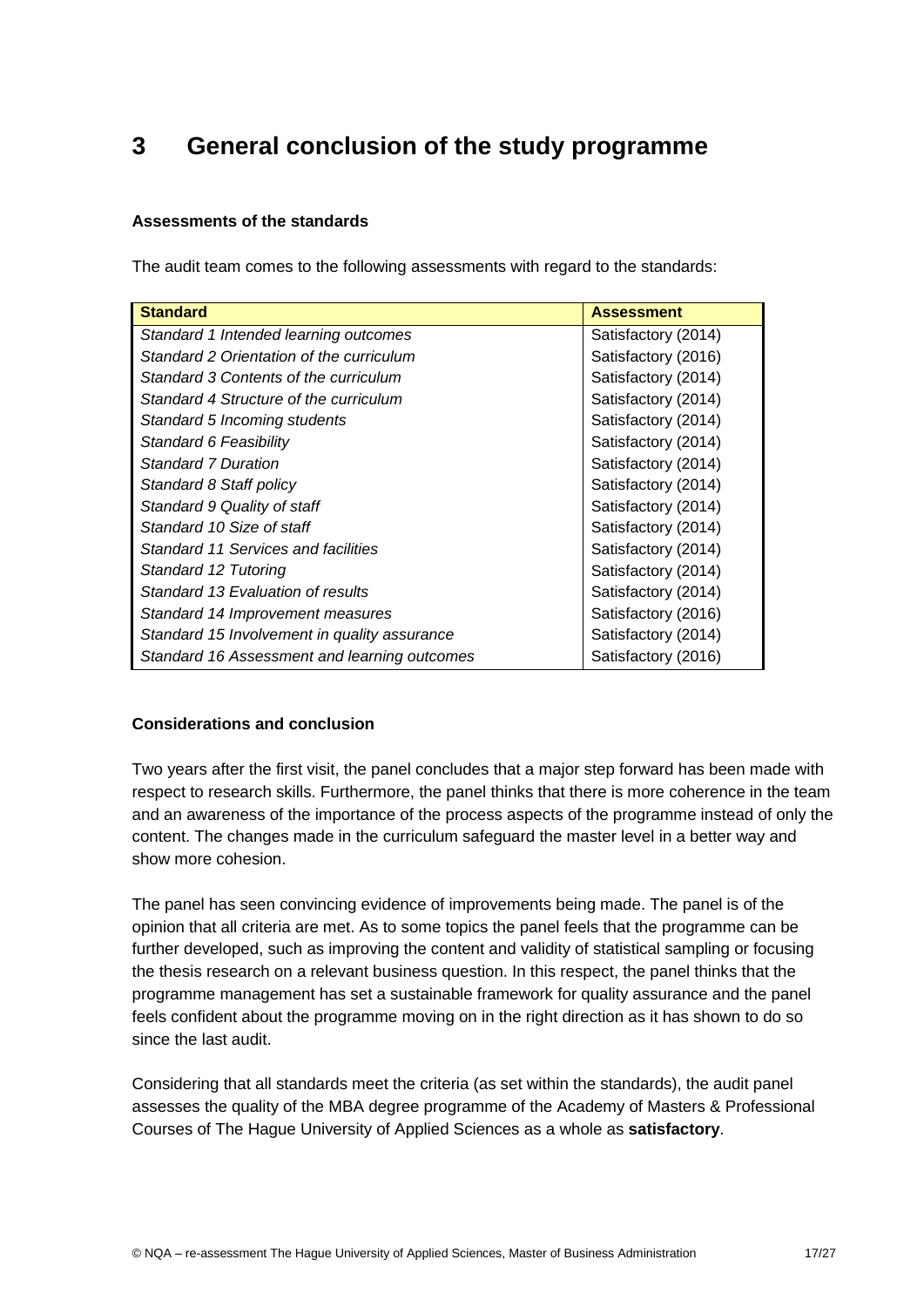# 3 General conclusion of the study programme

**Assessments of the standards**

The audit team comes to the following assessments with regard to the standards:

| Standard | Assessment |
|---|---|
| *Standard 1 Intended learning outcomes* | Satisfactory (2014) |
| *Standard 2 Orientation of the curriculum* | Satisfactory (2016) |
| *Standard 3 Contents of the curriculum* | Satisfactory (2014) |
| *Standard 4 Structure of the curriculum* | Satisfactory (2014) |
| *Standard 5 Incoming students* | Satisfactory (2014) |
| *Standard 6 Feasibility* | Satisfactory (2014) |
| *Standard 7 Duration* | Satisfactory (2014) |
| *Standard 8 Staff policy* | Satisfactory (2014) |
| *Standard 9 Quality of staff* | Satisfactory (2014) |
| *Standard 10 Size of staff* | Satisfactory (2014) |
| *Standard 11 Services and facilities* | Satisfactory (2014) |
| *Standard 12 Tutoring* | Satisfactory (2014) |
| *Standard 13 Evaluation of results* | Satisfactory (2014) |
| *Standard 14 Improvement measures* | Satisfactory (2016) |
| *Standard 15 Involvement in quality assurance* | Satisfactory (2014) |
| *Standard 16 Assessment and learning outcomes* | Satisfactory (2016) |

**Considerations and conclusion**

Two years after the first visit, the panel concludes that a major step forward has been made with respect to research skills. Furthermore, the panel thinks that there is more coherence in the team and an awareness of the importance of the process aspects of the programme instead of only the content. The changes made in the curriculum safeguard the master level in a better way and show more cohesion.

The panel has seen convincing evidence of improvements being made. The panel is of the opinion that all criteria are met. As to some topics the panel feels that the programme can be further developed, such as improving the content and validity of statistical sampling or focusing the thesis research on a relevant business question. In this respect, the panel thinks that the programme management has set a sustainable framework for quality assurance and the panel feels confident about the programme moving on in the right direction as it has shown to do so since the last audit.

Considering that all standards meet the criteria (as set within the standards), the audit panel assesses the quality of the MBA degree programme of the Academy of Masters & Professional Courses of The Hague University of Applied Sciences as a whole as **satisfactory**.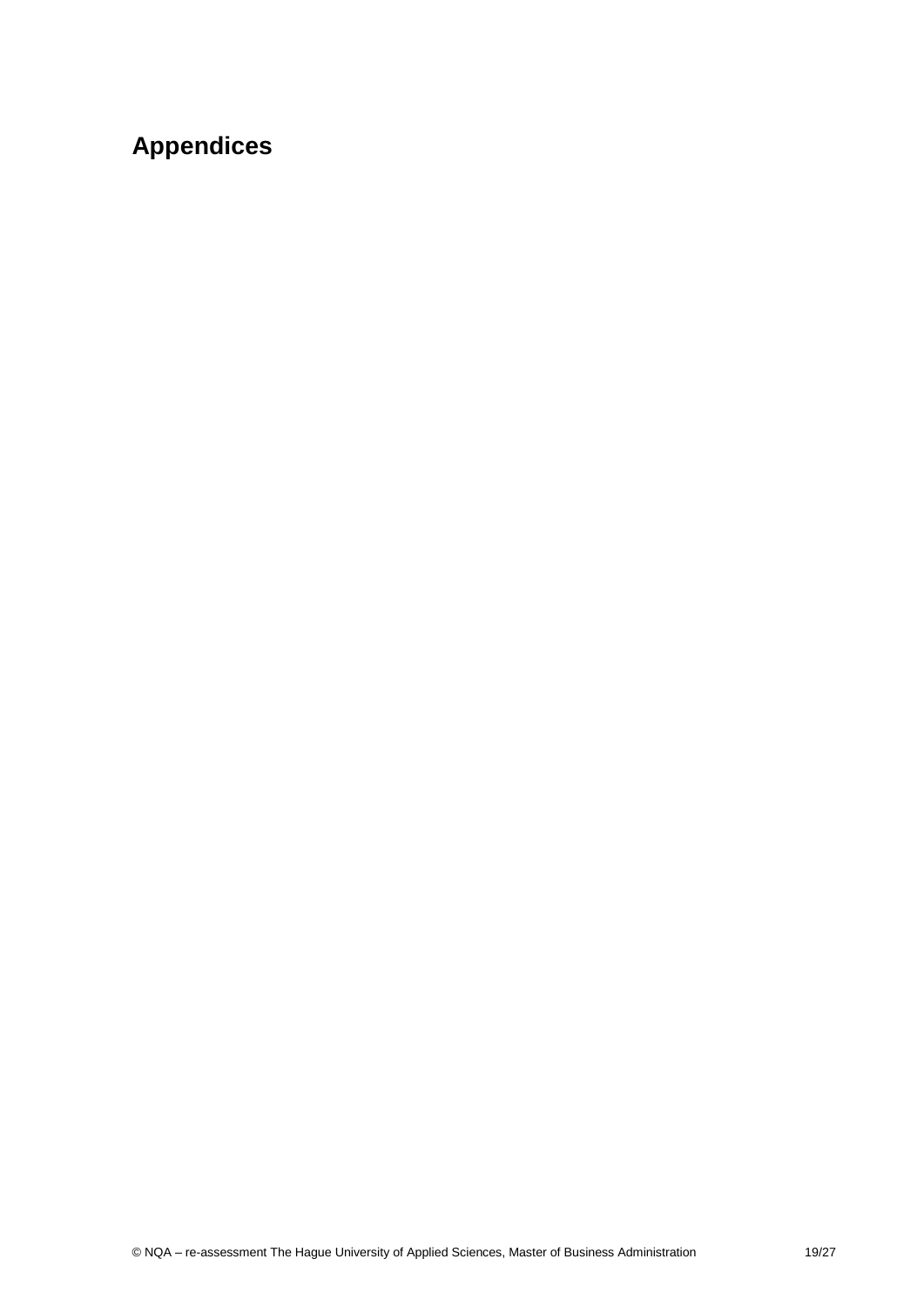# Appendices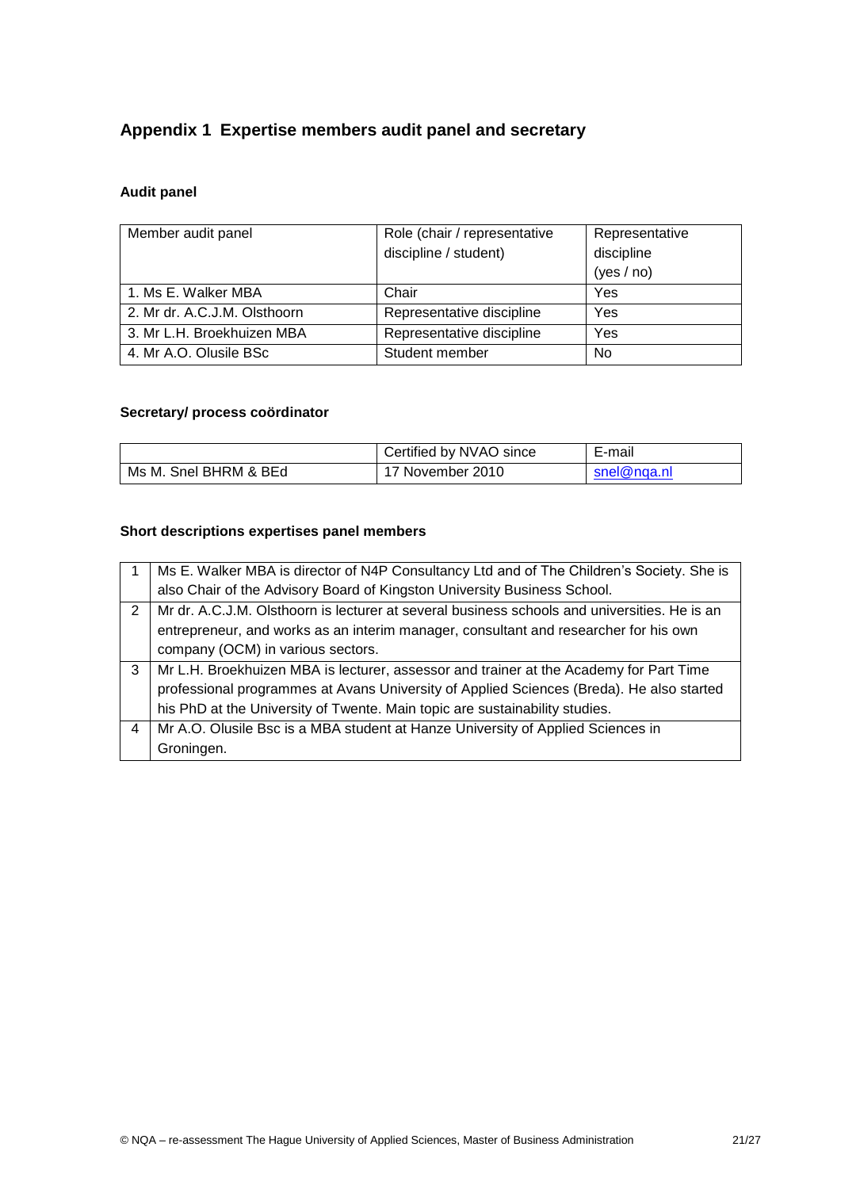## Appendix 1 Expertise members audit panel and secretary

### Audit panel

| Member audit panel | Role (chair / representative discipline / student) | Representative discipline (yes / no) |
|---|---|---|
| 1. Ms E. Walker MBA | Chair | Yes |
| 2. Mr dr. A.C.J.M. Olsthoorn | Representative discipline | Yes |
| 3. Mr L.H. Broekhuizen MBA | Representative discipline | Yes |
| 4. Mr A.O. Olusile BSc | Student member | No |

### Secretary/ process coördinator

| | Certified by NVAO since | E-mail |
|---|---|---|
| Ms M. Snel BHRM & BEd | 17 November 2010 | snel@nqa.nl |

### Short descriptions expertises panel members

| | |
|---|---|
| 1 | Ms E. Walker MBA is director of N4P Consultancy Ltd and of The Children's Society. She is also Chair of the Advisory Board of Kingston University Business School. |
| 2 | Mr dr. A.C.J.M. Olsthoorn is lecturer at several business schools and universities. He is an entrepreneur, and works as an interim manager, consultant and researcher for his own company (OCM) in various sectors. |
| 3 | Mr L.H. Broekhuizen MBA is lecturer, assessor and trainer at the Academy for Part Time professional programmes at Avans University of Applied Sciences (Breda). He also started his PhD at the University of Twente. Main topic are sustainability studies. |
| 4 | Mr A.O. Olusile Bsc is a MBA student at Hanze University of Applied Sciences in Groningen. |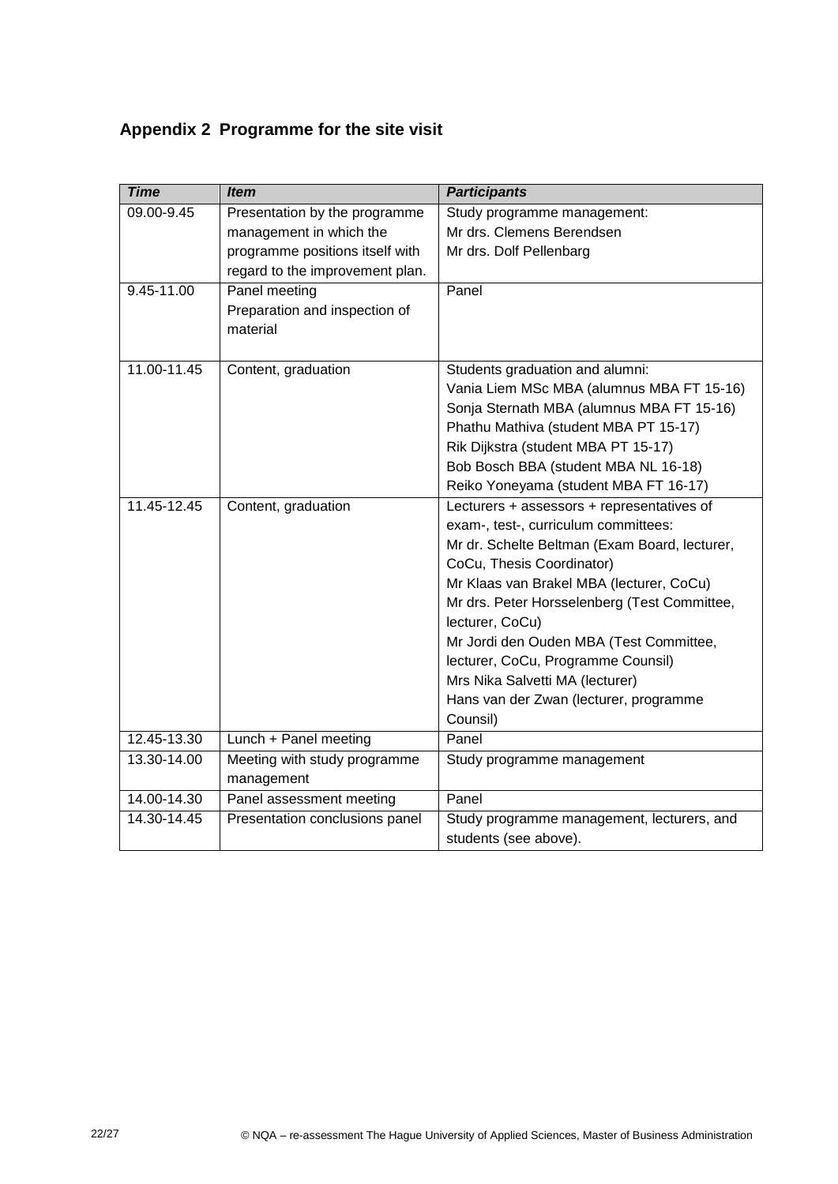## Appendix 2 Programme for the site visit

| *Time* | *Item* | *Participants* |
|---|---|---|
| 09.00-9.45 | Presentation by the programme management in which the programme positions itself with regard to the improvement plan. | Study programme management:<br>Mr drs. Clemens Berendsen<br>Mr drs. Dolf Pellenbarg |
| 9.45-11.00 | Panel meeting<br>Preparation and inspection of material | Panel |
| 11.00-11.45 | Content, graduation | Students graduation and alumni:<br>Vania Liem MSc MBA (alumnus MBA FT 15-16)<br>Sonja Sternath MBA (alumnus MBA FT 15-16)<br>Phathu Mathiva (student MBA PT 15-17)<br>Rik Dijkstra (student MBA PT 15-17)<br>Bob Bosch BBA (student MBA NL 16-18)<br>Reiko Yoneyama (student MBA FT 16-17) |
| 11.45-12.45 | Content, graduation | Lecturers + assessors + representatives of exam-, test-, curriculum committees:<br>Mr dr. Schelte Beltman (Exam Board, lecturer, CoCu, Thesis Coordinator)<br>Mr Klaas van Brakel MBA (lecturer, CoCu)<br>Mr drs. Peter Horsselenberg (Test Committee, lecturer, CoCu)<br>Mr Jordi den Ouden MBA (Test Committee, lecturer, CoCu, Programme Counsil)<br>Mrs Nika Salvetti MA (lecturer)<br>Hans van der Zwan (lecturer, programme Counsil) |
| 12.45-13.30 | Lunch + Panel meeting | Panel |
| 13.30-14.00 | Meeting with study programme management | Study programme management |
| 14.00-14.30 | Panel assessment meeting | Panel |
| 14.30-14.45 | Presentation conclusions panel | Study programme management, lecturers, and students (see above). |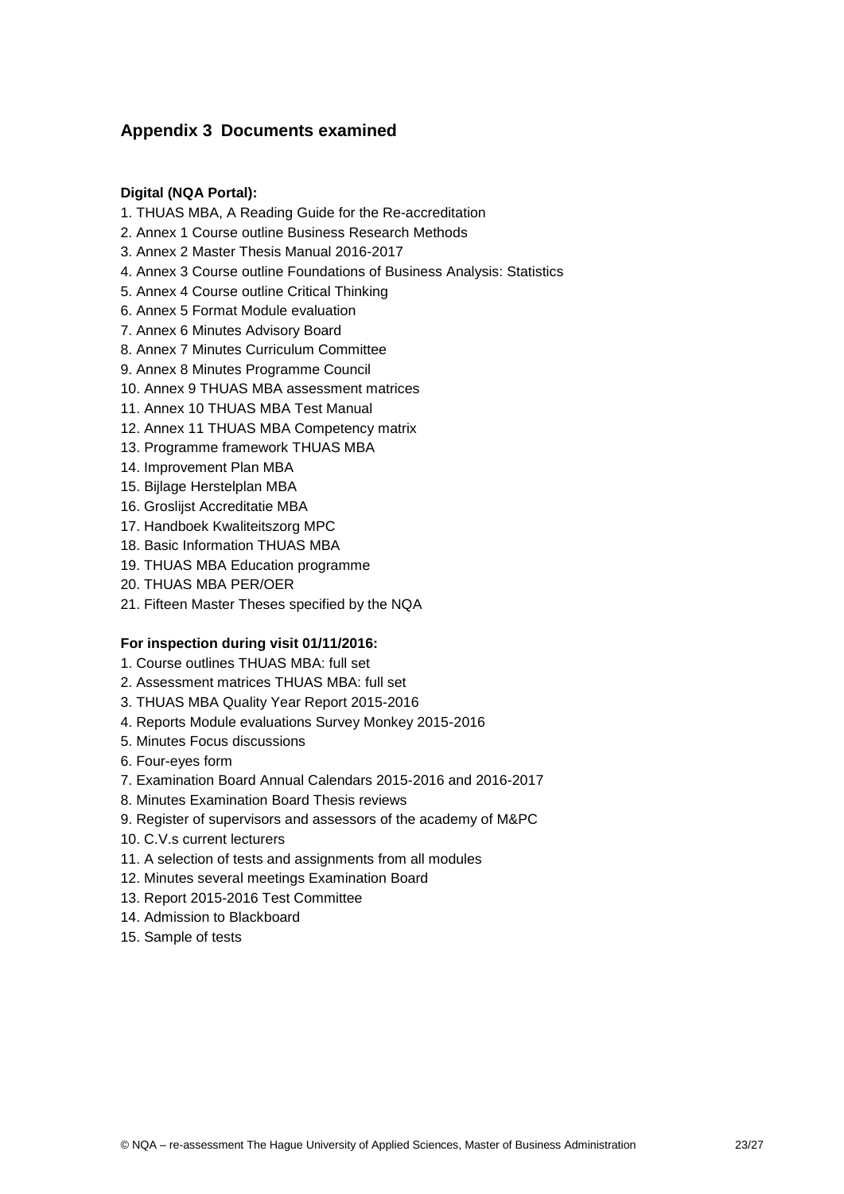## Appendix 3 Documents examined

**Digital (NQA Portal):**

1. THUAS MBA, A Reading Guide for the Re-accreditation
2. Annex 1 Course outline Business Research Methods
3. Annex 2 Master Thesis Manual 2016-2017
4. Annex 3 Course outline Foundations of Business Analysis: Statistics
5. Annex 4 Course outline Critical Thinking
6. Annex 5 Format Module evaluation
7. Annex 6 Minutes Advisory Board
8. Annex 7 Minutes Curriculum Committee
9. Annex 8 Minutes Programme Council
10. Annex 9 THUAS MBA assessment matrices
11. Annex 10 THUAS MBA Test Manual
12. Annex 11 THUAS MBA Competency matrix
13. Programme framework THUAS MBA
14. Improvement Plan MBA
15. Bijlage Herstelplan MBA
16. Groslijst Accreditatie MBA
17. Handboek Kwaliteitszorg MPC
18. Basic Information THUAS MBA
19. THUAS MBA Education programme
20. THUAS MBA PER/OER
21. Fifteen Master Theses specified by the NQA

**For inspection during visit 01/11/2016:**

1. Course outlines THUAS MBA: full set
2. Assessment matrices THUAS MBA: full set
3. THUAS MBA Quality Year Report 2015-2016
4. Reports Module evaluations Survey Monkey 2015-2016
5. Minutes Focus discussions
6. Four-eyes form
7. Examination Board Annual Calendars 2015-2016 and 2016-2017
8. Minutes Examination Board Thesis reviews
9. Register of supervisors and assessors of the academy of M&PC
10. C.V.s current lecturers
11. A selection of tests and assignments from all modules
12. Minutes several meetings Examination Board
13. Report 2015-2016 Test Committee
14. Admission to Blackboard
15. Sample of tests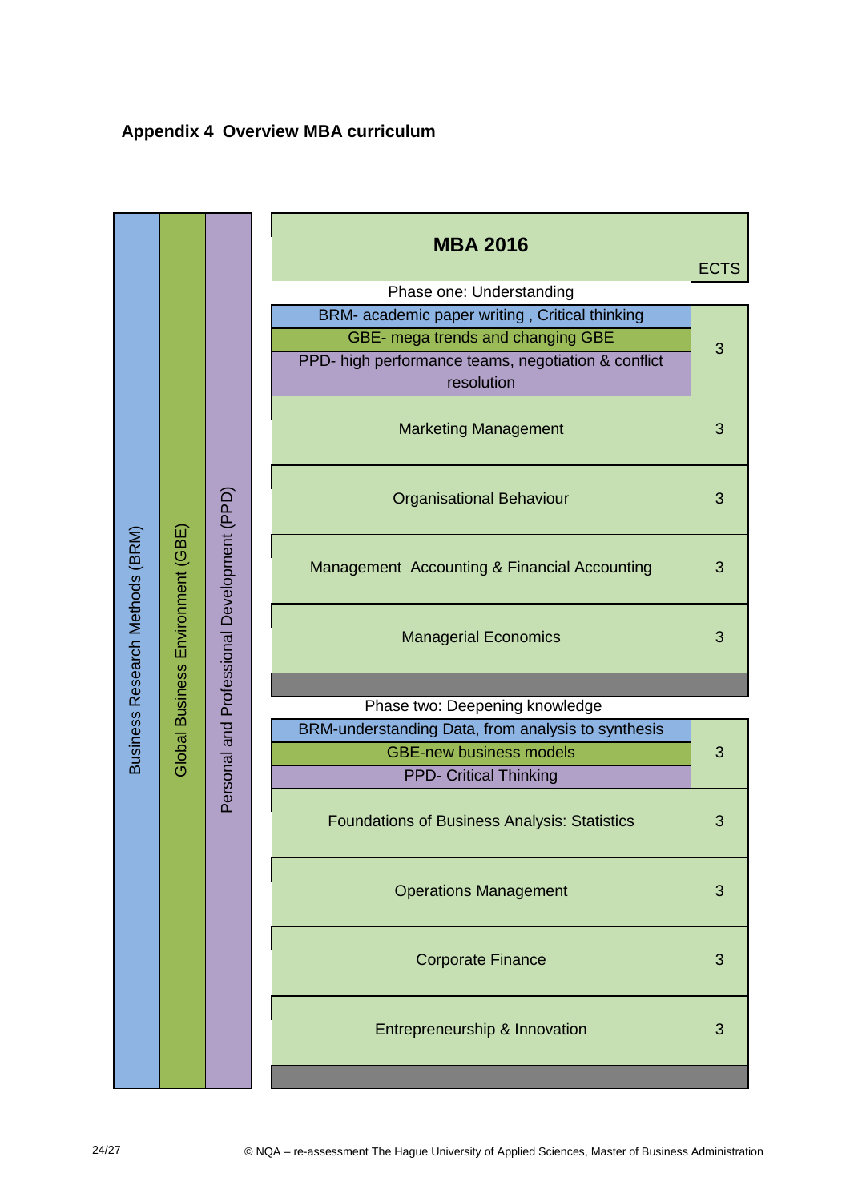## Appendix 4 Overview MBA curriculum

Vertical labels (left side, spanning all rows): Business Research Methods (BRM) | Global Business Environment (GBE) | Personal and Professional Development (PPD)

| MBA 2016 | ECTS |
|---|---|
| **Phase one: Understanding** | |
| BRM- academic paper writing , Critical thinking<br>GBE- mega trends and changing GBE<br>PPD- high performance teams, negotiation & conflict resolution | 3 |
| Marketing Management | 3 |
| Organisational Behaviour | 3 |
| Management Accounting & Financial Accounting | 3 |
| Managerial Economics | 3 |
| **Phase two: Deepening knowledge** | |
| BRM-understanding Data, from analysis to synthesis<br>GBE-new business models<br>PPD- Critical Thinking | 3 |
| Foundations of Business Analysis: Statistics | 3 |
| Operations Management | 3 |
| Corporate Finance | 3 |
| Entrepreneurship & Innovation | 3 |

© NQA – re-assessment The Hague University of Applied Sciences, Master of Business Administration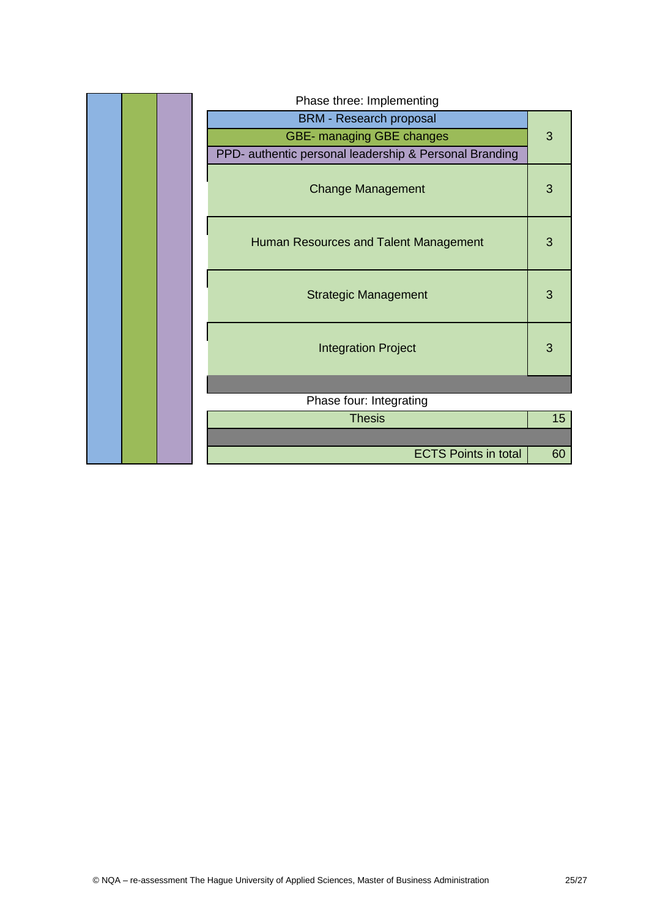| | |
|---|---|
| **Phase three: Implementing** | |
| BRM - Research proposal<br>GBE- managing GBE changes<br>PPD- authentic personal leadership & Personal Branding | 3 |
| Change Management | 3 |
| Human Resources and Talent Management | 3 |
| Strategic Management | 3 |
| Integration Project | 3 |
| **Phase four: Integrating** | |
| Thesis | 15 |
| ECTS Points in total | 60 |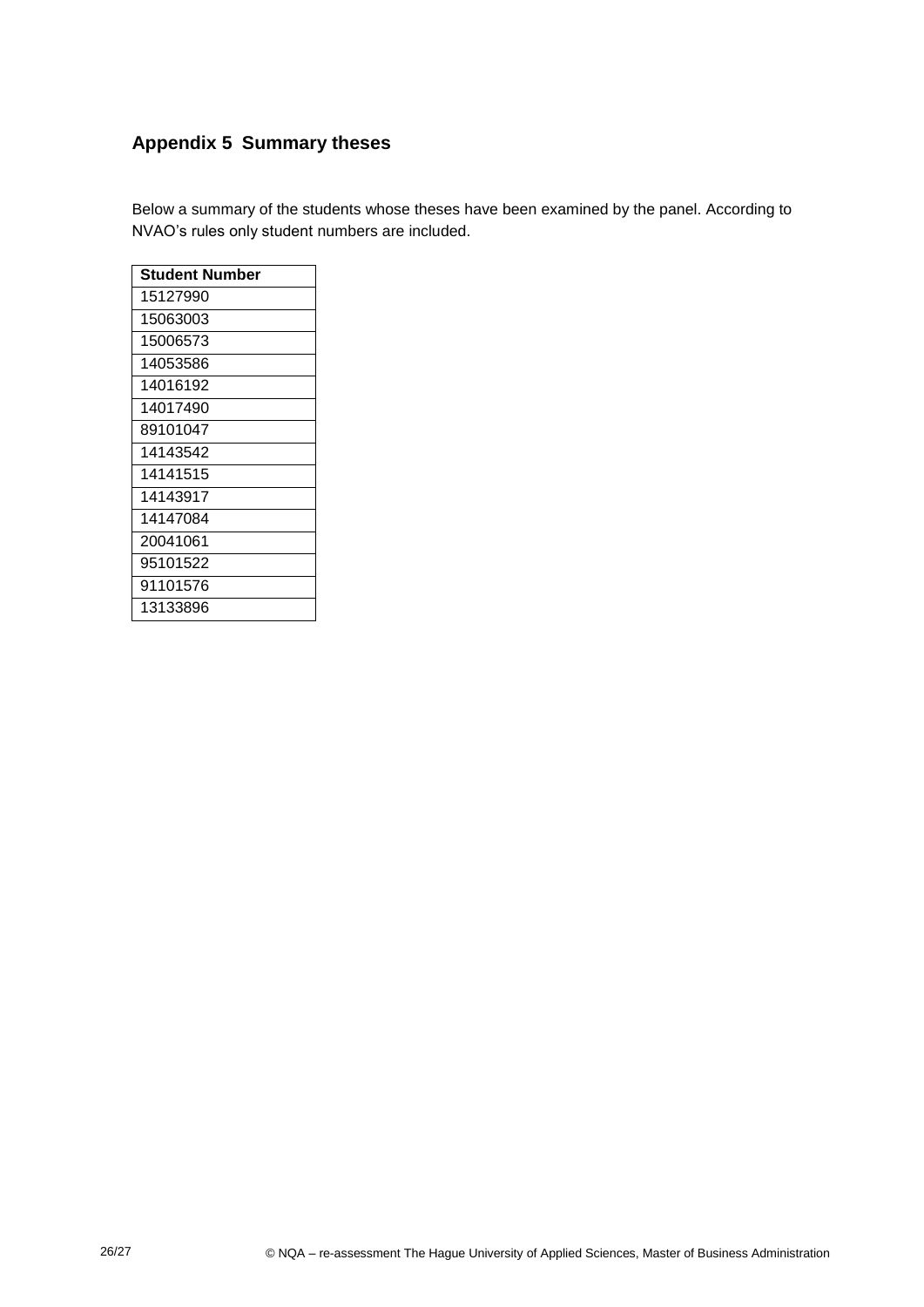## Appendix 5 Summary theses

Below a summary of the students whose theses have been examined by the panel. According to NVAO's rules only student numbers are included.

| Student Number |
|---|
| 15127990 |
| 15063003 |
| 15006573 |
| 14053586 |
| 14016192 |
| 14017490 |
| 89101047 |
| 14143542 |
| 14141515 |
| 14143917 |
| 14147084 |
| 20041061 |
| 95101522 |
| 91101576 |
| 13133896 |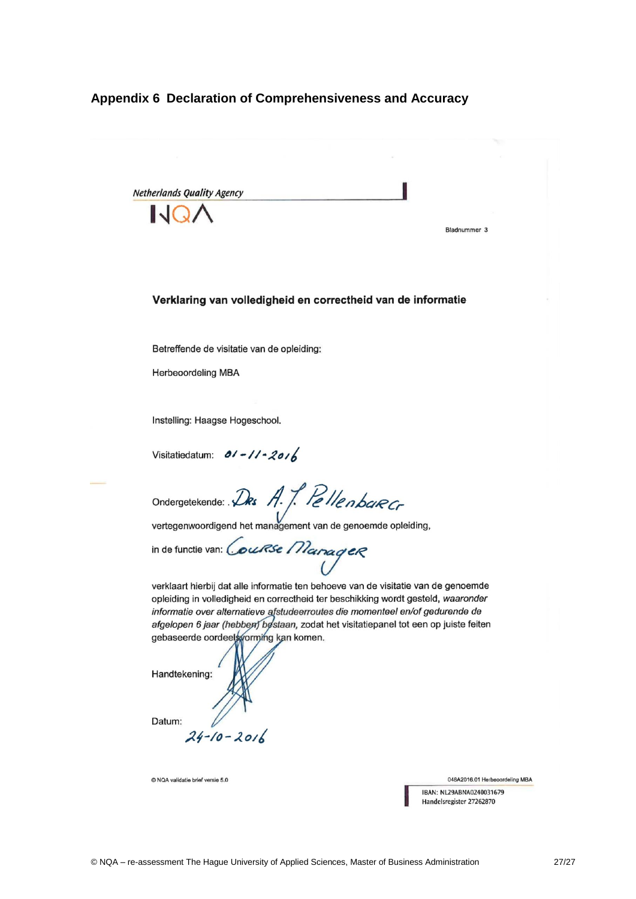## Appendix 6 Declaration of Comprehensiveness and Accuracy

Netherlands Quality Agency

NQA

Bladnummer 3

**Verklaring van volledigheid en correctheid van de informatie**

Betreffende de visitatie van de opleiding:

Herbeoordeling MBA

Instelling: Haagse Hogeschool.

Visitatiedatum: 01-11-2016

Ondergetekende: Drs A.J. Pellenbarg

vertegenwoordigend het management van de genoemde opleiding,

in de functie van: Course Manager

verklaart hierbij dat alle informatie ten behoeve van de visitatie van de genoemde opleiding in volledigheid en correctheid ter beschikking wordt gesteld, *waaronder informatie over alternatieve afstudeerroutes die momenteel en/of gedurende de afgelopen 6 jaar (hebben) bestaan,* zodat het visitatiepanel tot een op juiste feiten gebaseerde oordeelsvorming kan komen.

Handtekening:

Datum: 24-10-2016

© NQA validatie brief versie 5.0

048A2016.01 Herbeoordeling MBA

IBAN: NL29ABNA0240031679
Handelsregister 27262870